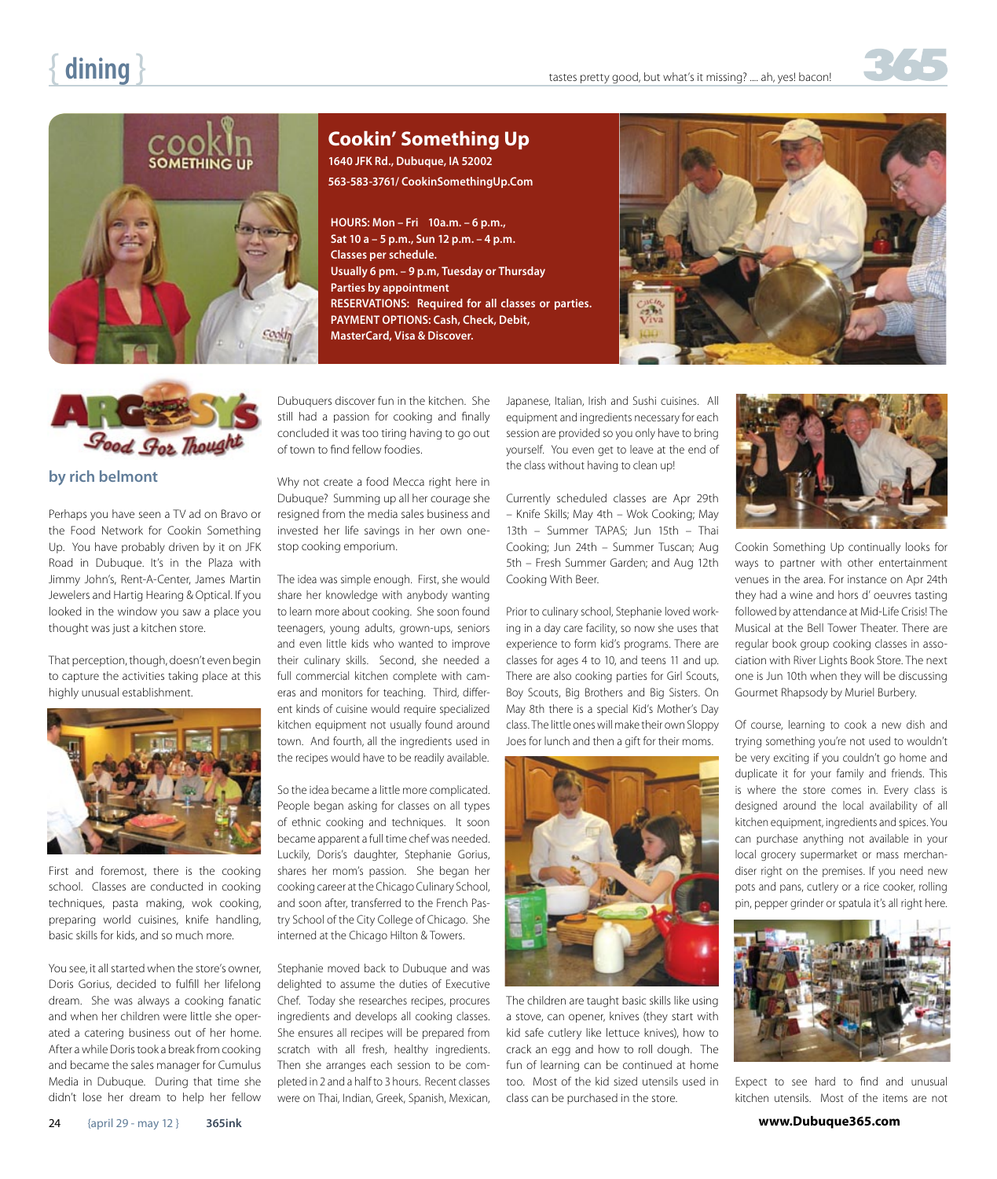## Cookin' Something Up

**1640 JFK Rd., Dubuque, IA 52002**
**563-583-3761/ CookinSomethingUp.Com**

**HOURS: Mon – Fri 10a.m. – 6 p.m.,**
**Sat 10 a – 5 p.m., Sun 12 p.m. – 4 p.m.**
**Classes per schedule.**
**Usually 6 pm. – 9 p.m, Tuesday or Thursday**
**Parties by appointment**
**RESERVATIONS: Required for all classes or parties.**
**PAYMENT OPTIONS: Cash, Check, Debit, MasterCard, Visa & Discover.**

ARGOSY'S *Food For Thought*

### by rich belmont

Perhaps you have seen a TV ad on Bravo or the Food Network for Cookin Something Up. You have probably driven by it on JFK Road in Dubuque. It's in the Plaza with Jimmy John's, Rent-A-Center, James Martin Jewelers and Hartig Hearing & Optical. If you looked in the window you saw a place you thought was just a kitchen store.

That perception, though, doesn't even begin to capture the activities taking place at this highly unusual establishment.

First and foremost, there is the cooking school. Classes are conducted in cooking techniques, pasta making, wok cooking, preparing world cuisines, knife handling, basic skills for kids, and so much more.

You see, it all started when the store's owner, Doris Gorius, decided to fulfill her lifelong dream. She was always a cooking fanatic and when her children were little she operated a catering business out of her home. After a while Doris took a break from cooking and became the sales manager for Cumulus Media in Dubuque. During that time she didn't lose her dream to help her fellow Dubuquers discover fun in the kitchen. She still had a passion for cooking and finally concluded it was too tiring having to go out of town to find fellow foodies.

Why not create a food Mecca right here in Dubuque? Summing up all her courage she resigned from the media sales business and invested her life savings in her own one-stop cooking emporium.

The idea was simple enough. First, she would share her knowledge with anybody wanting to learn more about cooking. She soon found teenagers, young adults, grown-ups, seniors and even little kids who wanted to improve their culinary skills. Second, she needed a full commercial kitchen complete with cameras and monitors for teaching. Third, different kinds of cuisine would require specialized kitchen equipment not usually found around town. And fourth, all the ingredients used in the recipes would have to be readily available.

So the idea became a little more complicated. People began asking for classes on all types of ethnic cooking and techniques. It soon became apparent a full time chef was needed. Luckily, Doris's daughter, Stephanie Gorius, shares her mom's passion. She began her cooking career at the Chicago Culinary School, and soon after, transferred to the French Pastry School of the City College of Chicago. She interned at the Chicago Hilton & Towers.

Stephanie moved back to Dubuque and was delighted to assume the duties of Executive Chef. Today she researches recipes, procures ingredients and develops all cooking classes. She ensures all recipes will be prepared from scratch with all fresh, healthy ingredients. Then she arranges each session to be completed in 2 and a half to 3 hours. Recent classes were on Thai, Indian, Greek, Spanish, Mexican, Japanese, Italian, Irish and Sushi cuisines. All equipment and ingredients necessary for each session are provided so you only have to bring yourself. You even get to leave at the end of the class without having to clean up!

Currently scheduled classes are Apr 29th – Knife Skills; May 4th – Wok Cooking; May 13th – Summer TAPAS; Jun 15th – Thai Cooking; Jun 24th – Summer Tuscan; Aug 5th – Fresh Summer Garden; and Aug 12th Cooking With Beer.

Prior to culinary school, Stephanie loved working in a day care facility, so now she uses that experience to form kid's programs. There are classes for ages 4 to 10, and teens 11 and up. There are also cooking parties for Girl Scouts, Boy Scouts, Big Brothers and Big Sisters. On May 8th there is a special Kid's Mother's Day class. The little ones will make their own Sloppy Joes for lunch and then a gift for their moms.

The children are taught basic skills like using a stove, can opener, knives (they start with kid safe cutlery like lettuce knives), how to crack an egg and how to roll dough. The fun of learning can be continued at home too. Most of the kid sized utensils used in class can be purchased in the store.

Cookin Something Up continually looks for ways to partner with other entertainment venues in the area. For instance on Apr 24th they had a wine and hors d' oeuvres tasting followed by attendance at Mid-Life Crisis! The Musical at the Bell Tower Theater. There are regular book group cooking classes in association with River Lights Book Store. The next one is Jun 10th when they will be discussing Gourmet Rhapsody by Muriel Burbery.

Of course, learning to cook a new dish and trying something you're not used to wouldn't be very exciting if you couldn't go home and duplicate it for your family and friends. This is where the store comes in. Every class is designed around the local availability of all kitchen equipment, ingredients and spices. You can purchase anything not available in your local grocery supermarket or mass merchandiser right on the premises. If you need new pots and pans, cutlery or a rice cooker, rolling pin, pepper grinder or spatula it's all right here.

Expect to see hard to find and unusual kitchen utensils. Most of the items are not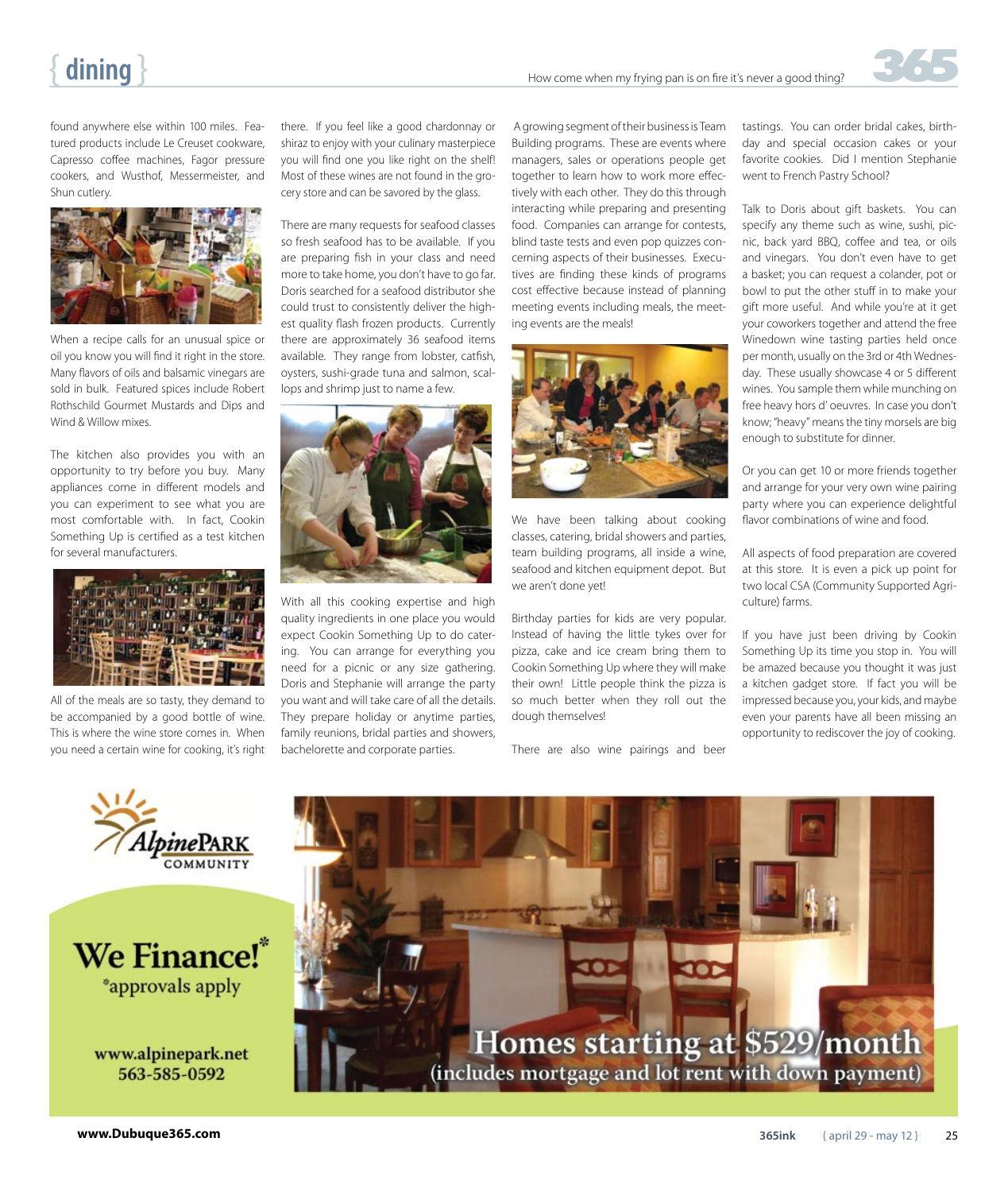found anywhere else within 100 miles. Featured products include Le Creuset cookware, Capresso coffee machines, Fagor pressure cookers, and Wusthof, Messermeister, and Shun cutlery.

When a recipe calls for an unusual spice or oil you know you will find it right in the store. Many flavors of oils and balsamic vinegars are sold in bulk. Featured spices include Robert Rothschild Gourmet Mustards and Dips and Wind & Willow mixes.

The kitchen also provides you with an opportunity to try before you buy. Many appliances come in different models and you can experiment to see what you are most comfortable with. In fact, Cookin Something Up is certified as a test kitchen for several manufacturers.

All of the meals are so tasty, they demand to be accompanied by a good bottle of wine. This is where the wine store comes in. When you need a certain wine for cooking, it's right there. If you feel like a good chardonnay or shiraz to enjoy with your culinary masterpiece you will find one you like right on the shelf! Most of these wines are not found in the grocery store and can be savored by the glass.

There are many requests for seafood classes so fresh seafood has to be available. If you are preparing fish in your class and need more to take home, you don't have to go far. Doris searched for a seafood distributor she could trust to consistently deliver the highest quality flash frozen products. Currently there are approximately 36 seafood items available. They range from lobster, catfish, oysters, sushi-grade tuna and salmon, scallops and shrimp just to name a few.

With all this cooking expertise and high quality ingredients in one place you would expect Cookin Something Up to do catering. You can arrange for everything you need for a picnic or any size gathering. Doris and Stephanie will arrange the party you want and will take care of all the details. They prepare holiday or anytime parties, family reunions, bridal parties and showers, bachelorette and corporate parties.

A growing segment of their business is Team Building programs. These are events where managers, sales or operations people get together to learn how to work more effectively with each other. They do this through interacting while preparing and presenting food. Companies can arrange for contests, blind taste tests and even pop quizzes concerning aspects of their businesses. Executives are finding these kinds of programs cost effective because instead of planning meeting events including meals, the meeting events are the meals!

We have been talking about cooking classes, catering, bridal showers and parties, team building programs, all inside a wine, seafood and kitchen equipment depot. But we aren't done yet!

Birthday parties for kids are very popular. Instead of having the little tykes over for pizza, cake and ice cream bring them to Cookin Something Up where they will make their own! Little people think the pizza is so much better when they roll out the dough themselves!

There are also wine pairings and beer tastings. You can order bridal cakes, birthday and special occasion cakes or your favorite cookies. Did I mention Stephanie went to French Pastry School?

Talk to Doris about gift baskets. You can specify any theme such as wine, sushi, picnic, back yard BBQ, coffee and tea, or oils and vinegars. You don't even have to get a basket; you can request a colander, pot or bowl to put the other stuff in to make your gift more useful. And while you're at it get your coworkers together and attend the free Winedown wine tasting parties held once per month, usually on the 3rd or 4th Wednesday. These usually showcase 4 or 5 different wines. You sample them while munching on free heavy hors d' oeuvres. In case you don't know; "heavy" means the tiny morsels are big enough to substitute for dinner.

Or you can get 10 or more friends together and arrange for your very own wine pairing party where you can experience delightful flavor combinations of wine and food.

All aspects of food preparation are covered at this store. It is even a pick up point for two local CSA (Community Supported Agriculture) farms.

If you have just been driving by Cookin Something Up its time you stop in. You will be amazed because you thought it was just a kitchen gadget store. If fact you will be impressed because you, your kids, and maybe even your parents have all been missing an opportunity to rediscover the joy of cooking.

AlpinePARK COMMUNITY

We Finance!*

*approvals apply

www.alpinepark.net
563-585-0592

Homes starting at $529/month
(includes mortgage and lot rent with down payment)